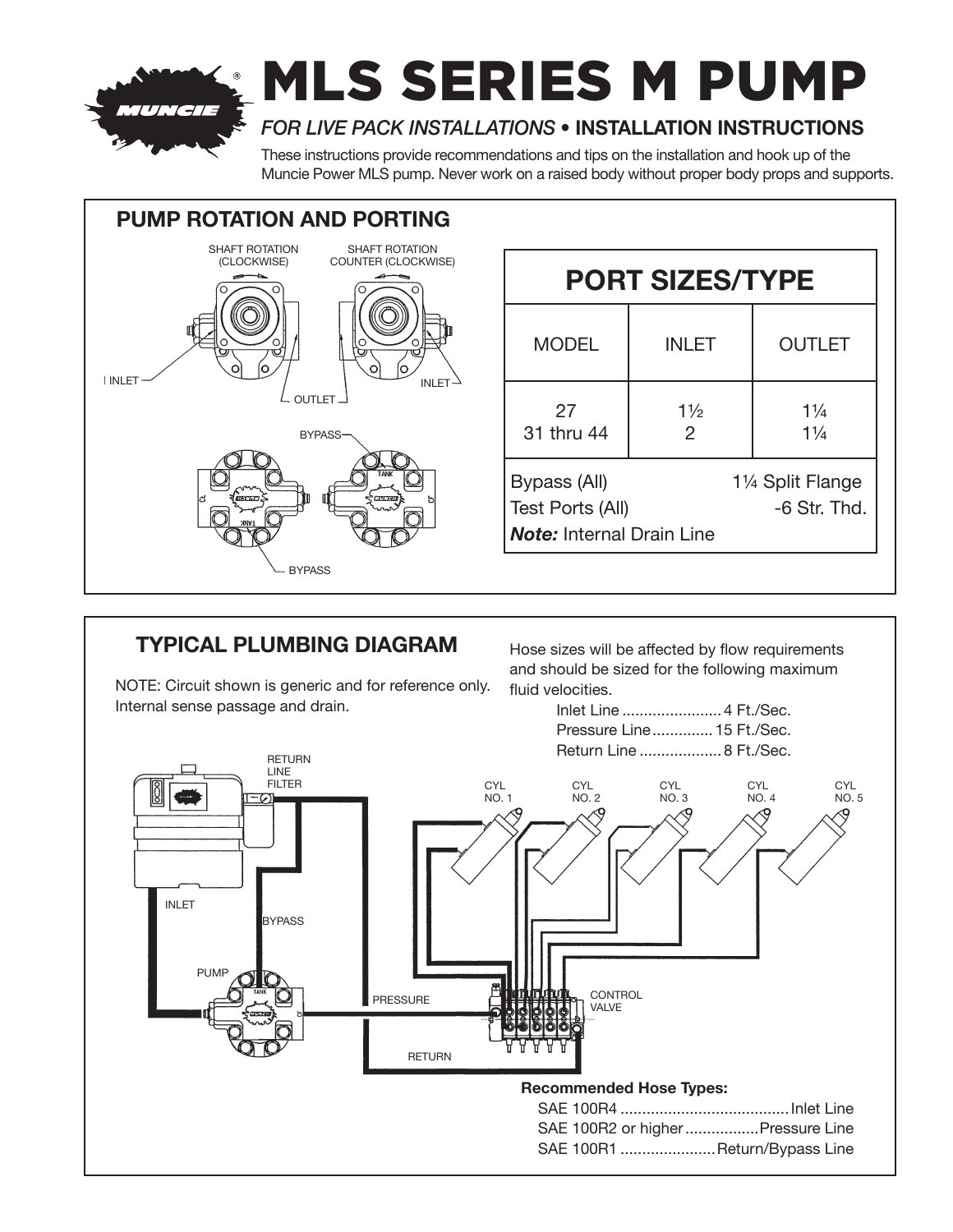# MLS SERIES M PUMP

*FOR LIVE PACK INSTALLATIONS* • **INSTALLATION INSTRUCTIONS**

These instructions provide recommendations and tips on the installation and hook up of the Muncie Power MLS pump. Never work on a raised body without proper body props and supports.

## PUMP ROTATION AND PORTING

SHAFT ROTATION (CLOCKWISE)

SHAFT ROTATION COUNTER (CLOCKWISE)

INLET

OUTLET

INLET

BYPASS

TANK

BYPASS

### PORT SIZES/TYPE

| MODEL | INLET | OUTLET |
|---|---|---|
| 27<br>31 thru 44 | 1½<br>2 | 1¼<br>1¼ |

Bypass (All) 1¼ Split Flange

Test Ports (All) -6 Str. Thd.

***Note:*** Internal Drain Line

## TYPICAL PLUMBING DIAGRAM

NOTE: Circuit shown is generic and for reference only. Internal sense passage and drain.

Hose sizes will be affected by flow requirements and should be sized for the following maximum fluid velocities.

- Inlet Line ....................... 4 Ft./Sec.
- Pressure Line .............. 15 Ft./Sec.
- Return Line ................... 8 Ft./Sec.

RETURN LINE FILTER

INLET

BYPASS

PUMP

TANK

PRESSURE

RETURN

CONTROL VALVE

CYL NO. 1

CYL NO. 2

CYL NO. 3

CYL NO. 4

CYL NO. 5

**Recommended Hose Types:**

- SAE 100R4 ....................................... Inlet Line
- SAE 100R2 or higher ................. Pressure Line
- SAE 100R1 ...................... Return/Bypass Line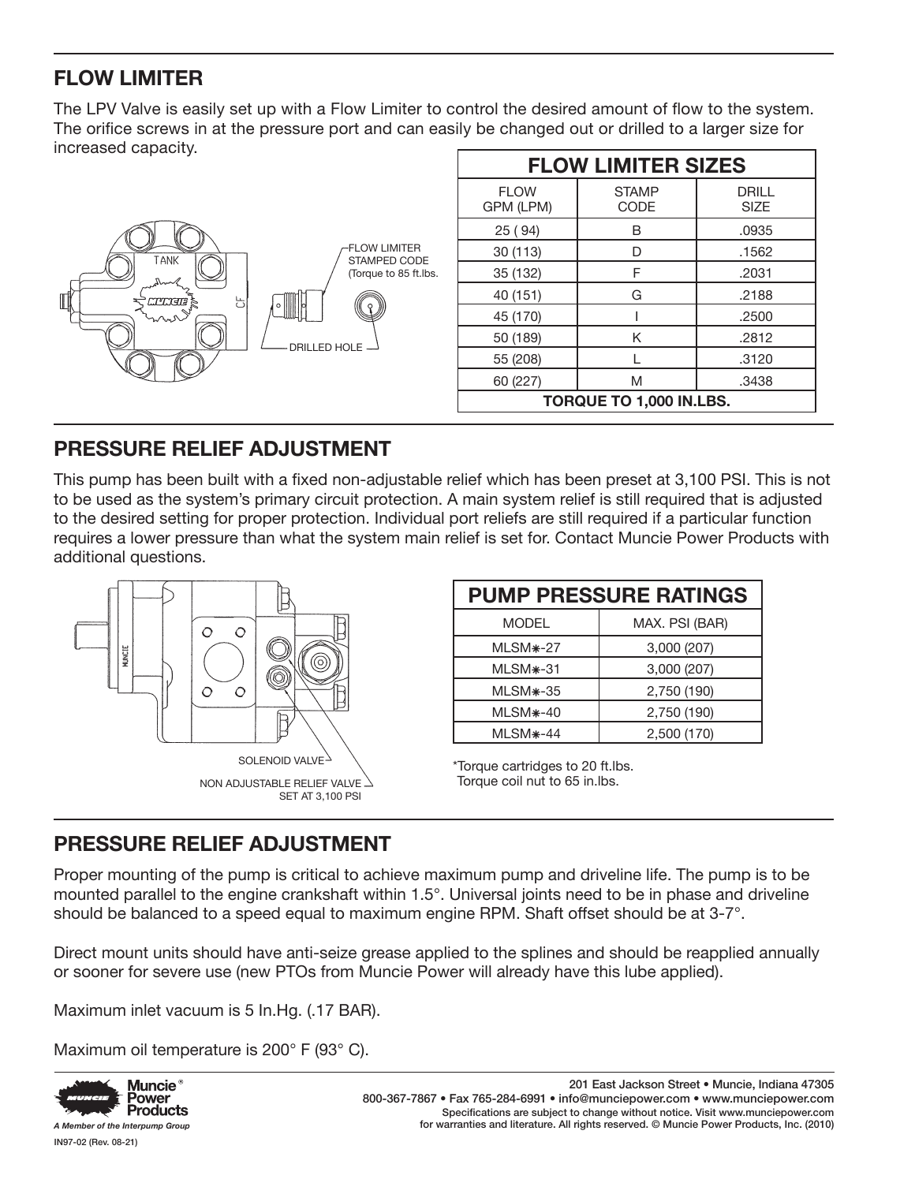## FLOW LIMITER

The LPV Valve is easily set up with a Flow Limiter to control the desired amount of flow to the system. The orifice screws in at the pressure port and can easily be changed out or drilled to a larger size for increased capacity.

TANK

CF

FLOW LIMITER STAMPED CODE (Torque to 85 ft.lbs.

DRILLED HOLE

**FLOW LIMITER SIZES**

| FLOW GPM (LPM) | STAMP CODE | DRILL SIZE |
|---|---|---|
| 25 ( 94) | B | .0935 |
| 30 (113) | D | .1562 |
| 35 (132) | F | .2031 |
| 40 (151) | G | .2188 |
| 45 (170) | I | .2500 |
| 50 (189) | K | .2812 |
| 55 (208) | L | .3120 |
| 60 (227) | M | .3438 |
| **TORQUE TO 1,000 IN.LBS.** | | |

## PRESSURE RELIEF ADJUSTMENT

This pump has been built with a fixed non-adjustable relief which has been preset at 3,100 PSI. This is not to be used as the system's primary circuit protection. A main system relief is still required that is adjusted to the desired setting for proper protection. Individual port reliefs are still required if a particular function requires a lower pressure than what the system main relief is set for. Contact Muncie Power Products with additional questions.

SOLENOID VALVE

NON ADJUSTABLE RELIEF VALVE SET AT 3,100 PSI

**PUMP PRESSURE RATINGS**

| MODEL | MAX. PSI (BAR) |
|---|---|
| MLSM*-27 | 3,000 (207) |
| MLSM*-31 | 3,000 (207) |
| MLSM*-35 | 2,750 (190) |
| MLSM*-40 | 2,750 (190) |
| MLSM*-44 | 2,500 (170) |

*Torque cartridges to 20 ft.lbs.
Torque coil nut to 65 in.lbs.

## PRESSURE RELIEF ADJUSTMENT

Proper mounting of the pump is critical to achieve maximum pump and driveline life. The pump is to be mounted parallel to the engine crankshaft within 1.5°. Universal joints need to be in phase and driveline should be balanced to a speed equal to maximum engine RPM. Shaft offset should be at 3-7°.

Direct mount units should have anti-seize grease applied to the splines and should be reapplied annually or sooner for severe use (new PTOs from Muncie Power will already have this lube applied).

Maximum inlet vacuum is 5 In.Hg. (.17 BAR).

Maximum oil temperature is 200° F (93° C).

Muncie® Power Products
*A Member of the Interpump Group*
IN97-02 (Rev. 08-21)

201 East Jackson Street • Muncie, Indiana 47305
800-367-7867 • Fax 765-284-6991 • info@munciepower.com • www.munciepower.com
Specifications are subject to change without notice. Visit www.munciepower.com for warranties and literature. All rights reserved. © Muncie Power Products, Inc. (2010)